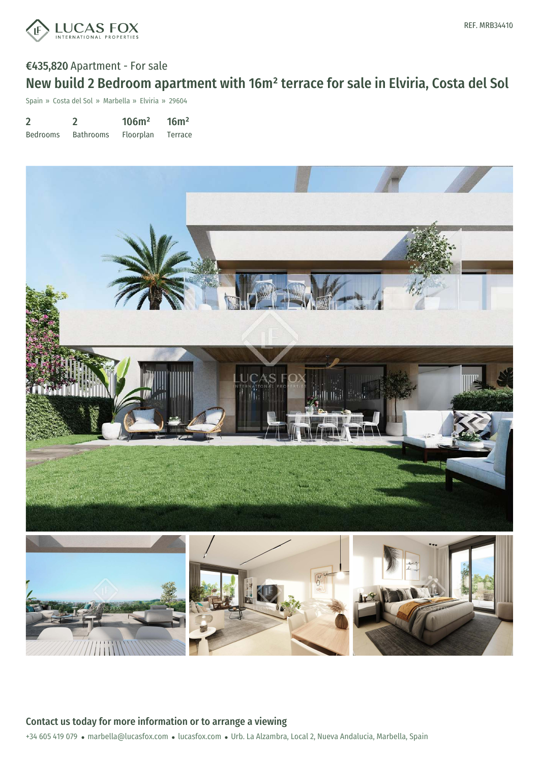REF. MRB34410

€435,820 Apartment - For sale

# New build 2 Bedroom apartment with 16m² terrace for sale in Elviria, Costa del Sol

Spain » Costa del Sol » Marbella » Elviria » 29604

| 2 | 2 | 106m² | 16m² |
|---|---|---|---|
| Bedrooms | Bathrooms | Floorplan | Terrace |

## Contact us today for more information or to arrange a viewing

+34 605 419 079 • marbella@lucasfox.com • lucasfox.com • Urb. La Alzambra, Local 2, Nueva Andalucia, Marbella, Spain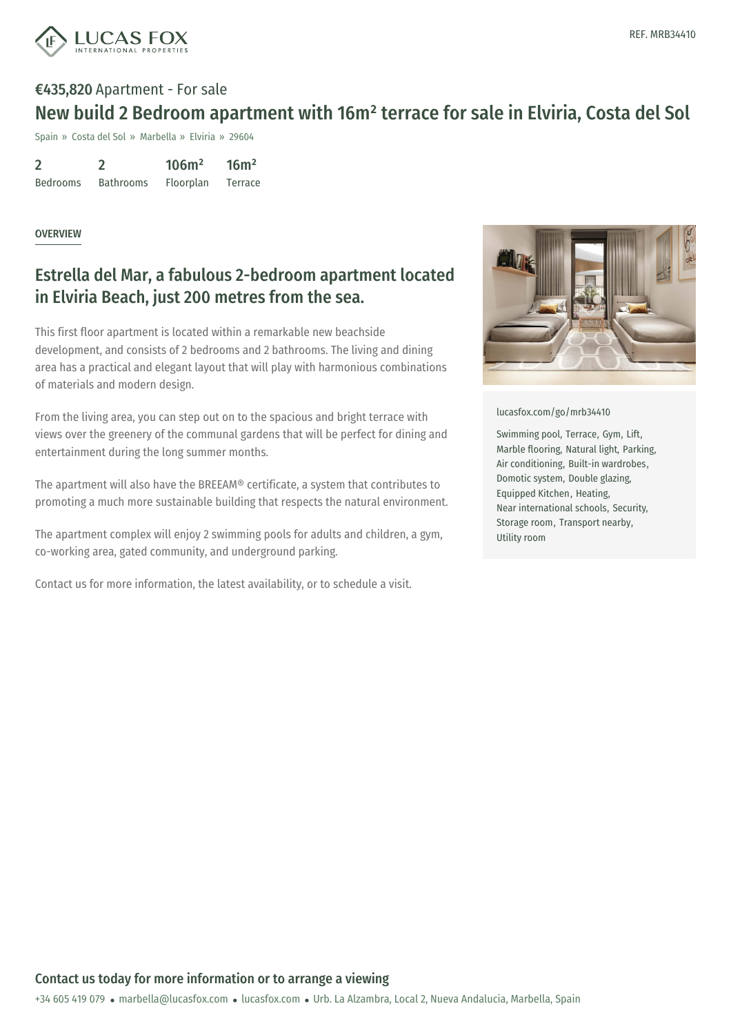**€435,820** Apartment - For sale

# New build 2 Bedroom apartment with 16m² terrace for sale in Elviria, Costa del Sol

Spain » Costa del Sol » Marbella » Elviria » 29604

| 2 | 2 | 106m² | 16m² |
|---|---|---|---|
| Bedrooms | Bathrooms | Floorplan | Terrace |

REF. MRB34410

OVERVIEW

## Estrella del Mar, a fabulous 2-bedroom apartment located in Elviria Beach, just 200 metres from the sea.

This first floor apartment is located within a remarkable new beachside development, and consists of 2 bedrooms and 2 bathrooms. The living and dining area has a practical and elegant layout that will play with harmonious combinations of materials and modern design.

From the living area, you can step out on to the spacious and bright terrace with views over the greenery of the communal gardens that will be perfect for dining and entertainment during the long summer months.

The apartment will also have the BREEAM® certificate, a system that contributes to promoting a much more sustainable building that respects the natural environment.

The apartment complex will enjoy 2 swimming pools for adults and children, a gym, co-working area, gated community, and underground parking.

Contact us for more information, the latest availability, or to schedule a visit.

lucasfox.com/go/mrb34410

Swimming pool, Terrace, Gym, Lift, Marble flooring, Natural light, Parking, Air conditioning, Built-in wardrobes, Domotic system, Double glazing, Equipped Kitchen, Heating, Near international schools, Security, Storage room, Transport nearby, Utility room

## Contact us today for more information or to arrange a viewing

+34 605 419 079 • marbella@lucasfox.com • lucasfox.com • Urb. La Alzambra, Local 2, Nueva Andalucia, Marbella, Spain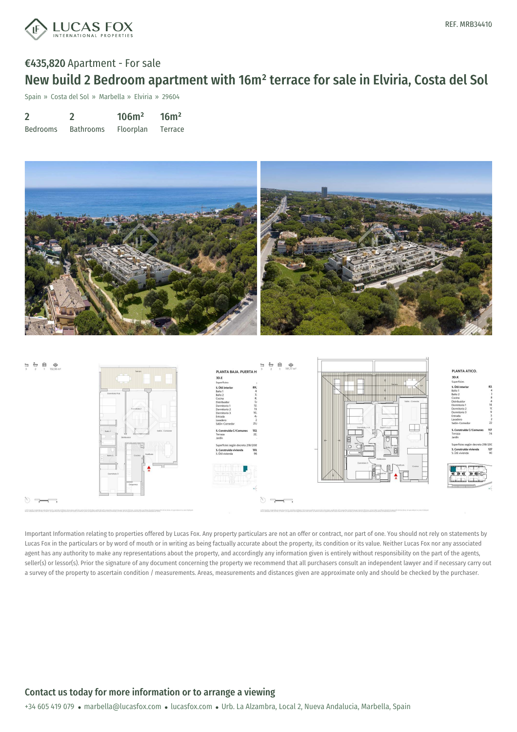REF. MRB34410

€435,820 Apartment - For sale

# New build 2 Bedroom apartment with 16m² terrace for sale in Elviria, Costa del Sol

Spain » Costa del Sol » Marbella » Elviria » 29604

| 2 | 2 | 106m² | 16m² |
|---|---|---|---|
| Bedrooms | Bathrooms | Floorplan | Terrace |

Important Information relating to properties offered by Lucas Fox. Any property particulars are not an offer or contract, nor part of one. You should not rely on statements by Lucas Fox in the particulars or by word of mouth or in writing as being factually accurate about the property, its condition or its value. Neither Lucas Fox nor any associated agent has any authority to make any representations about the property, and accordingly any information given is entirely without responsibility on the part of the agents, seller(s) or lessor(s). Prior the signature of any document concerning the property we recommend that all purchasers consult an independent lawyer and if necessary carry out a survey of the property to ascertain condition / measurements. Areas, measurements and distances given are approximate only and should be checked by the purchaser.

## Contact us today for more information or to arrange a viewing

+34 605 419 079 • marbella@lucasfox.com • lucasfox.com • Urb. La Alzambra, Local 2, Nueva Andalucia, Marbella, Spain